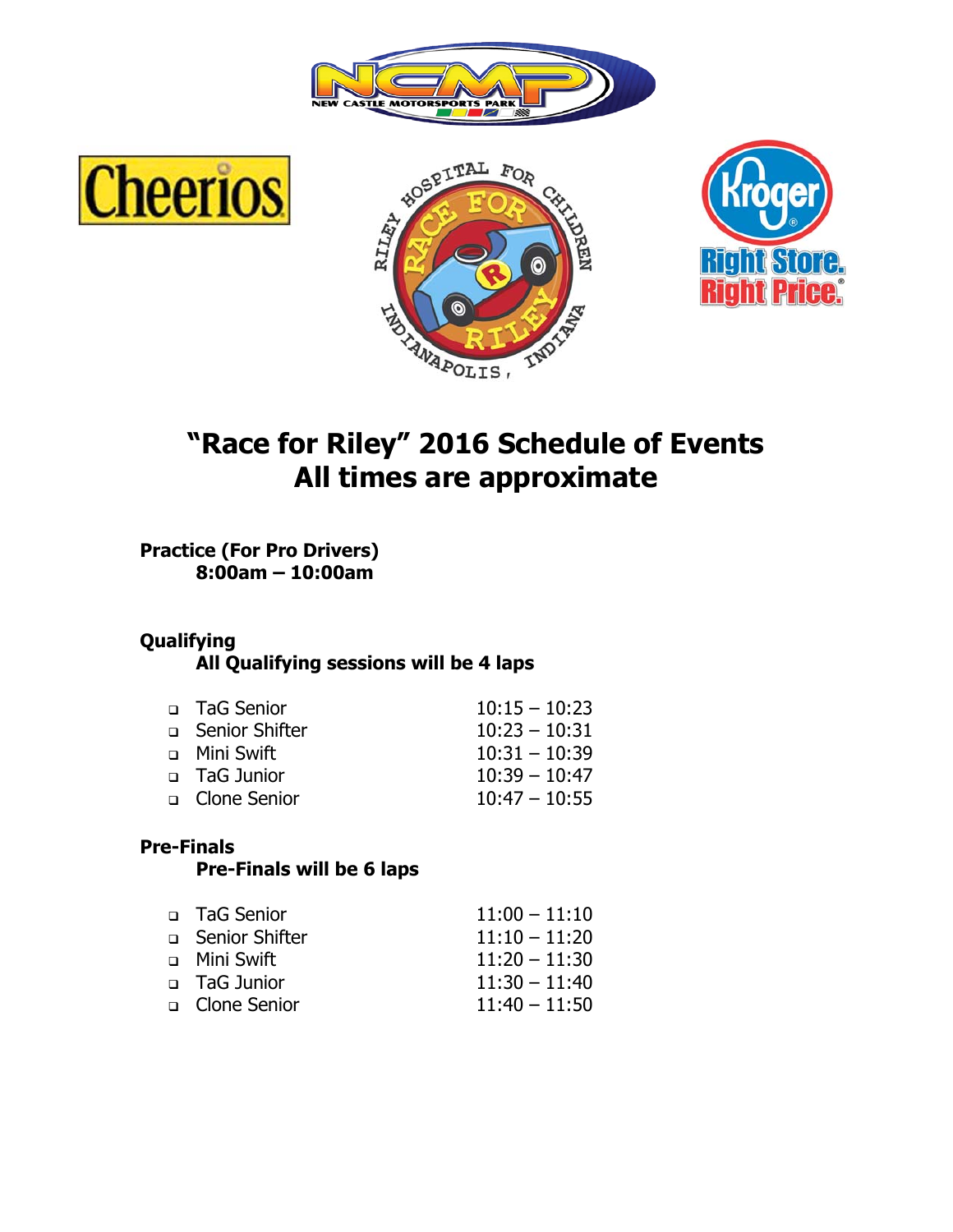# "Race for Riley" 2016 Schedule of Events
# All times are approximate

**Practice (For Pro Drivers)**
**8:00am – 10:00am**

**Qualifying**
**All Qualifying sessions will be 4 laps**

- TaG Senior 10:15 – 10:23
- Senior Shifter 10:23 – 10:31
- Mini Swift 10:31 – 10:39
- TaG Junior 10:39 – 10:47
- Clone Senior 10:47 – 10:55

**Pre-Finals**
**Pre-Finals will be 6 laps**

- TaG Senior 11:00 – 11:10
- Senior Shifter 11:10 – 11:20
- Mini Swift 11:20 – 11:30
- TaG Junior 11:30 – 11:40
- Clone Senior 11:40 – 11:50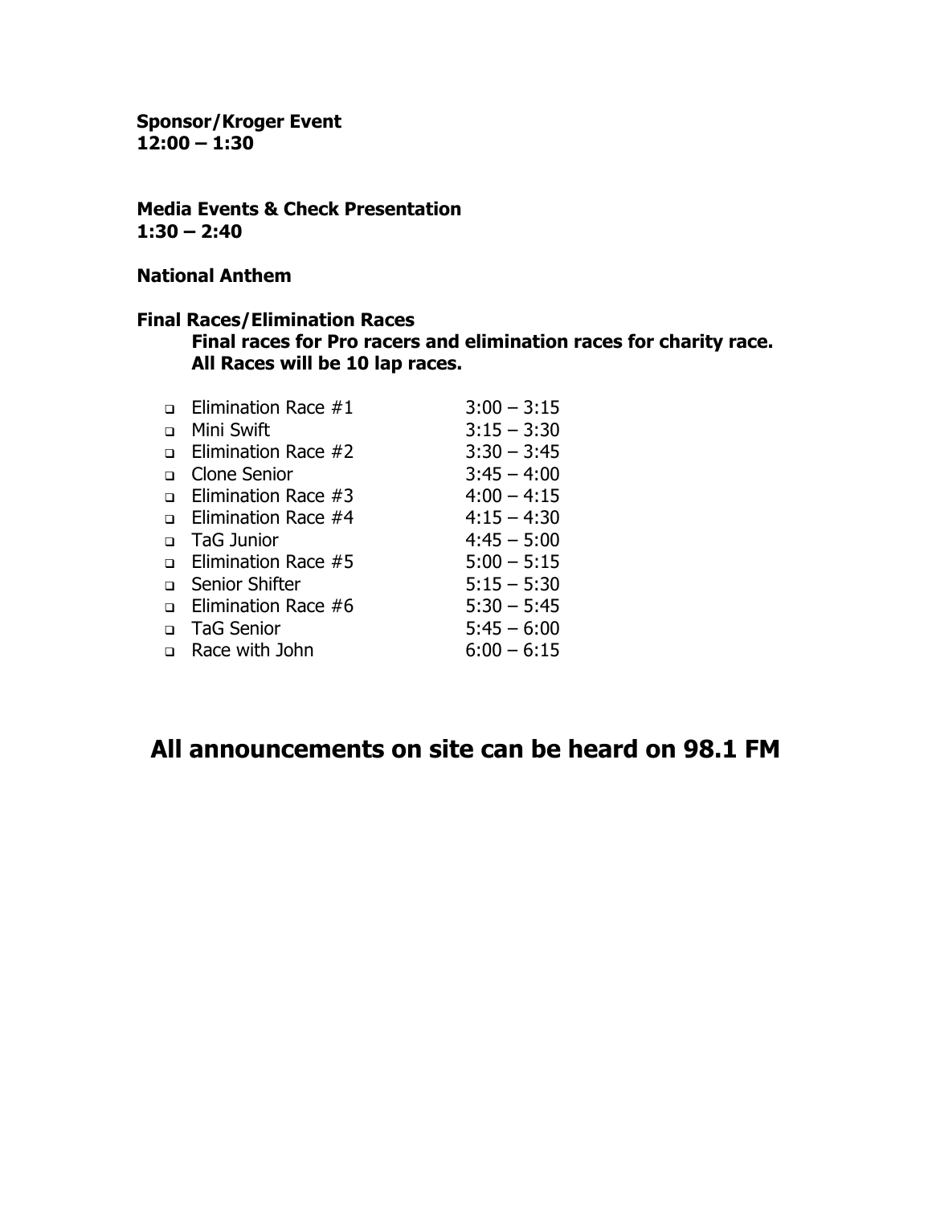**Sponsor/Kroger Event**
**12:00 – 1:30**

**Media Events & Check Presentation**
**1:30 – 2:40**

**National Anthem**

**Final Races/Elimination Races**

**Final races for Pro racers and elimination races for charity race.**
**All Races will be 10 lap races.**

- Elimination Race #1 — 3:00 – 3:15
- Mini Swift — 3:15 – 3:30
- Elimination Race #2 — 3:30 – 3:45
- Clone Senior — 3:45 – 4:00
- Elimination Race #3 — 4:00 – 4:15
- Elimination Race #4 — 4:15 – 4:30
- TaG Junior — 4:45 – 5:00
- Elimination Race #5 — 5:00 – 5:15
- Senior Shifter — 5:15 – 5:30
- Elimination Race #6 — 5:30 – 5:45
- TaG Senior — 5:45 – 6:00
- Race with John — 6:00 – 6:15

## All announcements on site can be heard on 98.1 FM